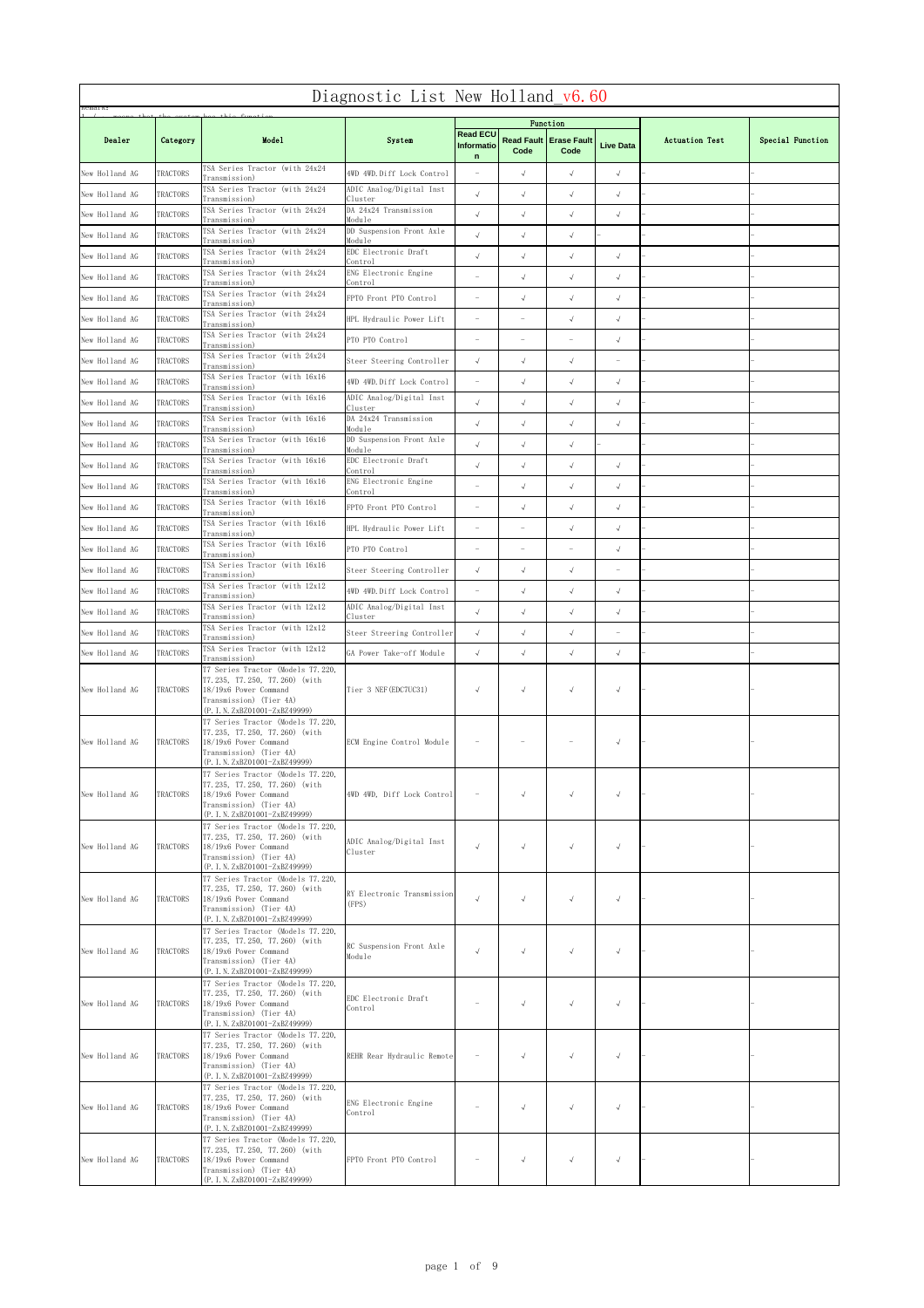# Diagnostic List New Holland_v6.60

Remarks:
1. √ means that the system has this function

| Dealer | Category | Model | System | Function | | | | | |
|---|---|---|---|---|---|---|---|---|---|
| | | | | Read ECU Information | Read Fault Code | Erase Fault Code | Live Data | Actuation Test | Special Function |
| New Holland AG | TRACTORS | TSA Series Tractor (with 24x24 Transmission) | 4WD 4WD.Diff Lock Control | – | √ | √ | √ | – | – |
| New Holland AG | TRACTORS | TSA Series Tractor (with 24x24 Transmission) | ADIC Analog/Digital Inst Cluster | √ | √ | √ | √ | – | – |
| New Holland AG | TRACTORS | TSA Series Tractor (with 24x24 Transmission) | DA 24x24 Transmission Module | √ | √ | √ | √ | – | – |
| New Holland AG | TRACTORS | TSA Series Tractor (with 24x24 Transmission) | DD Suspension Front Axle Module | √ | √ | √ | – | – | – |
| New Holland AG | TRACTORS | TSA Series Tractor (with 24x24 Transmission) | EDC Electronic Draft Control | √ | √ | √ | √ | – | – |
| New Holland AG | TRACTORS | TSA Series Tractor (with 24x24 Transmission) | ENG Electronic Engine Control | – | √ | √ | √ | – | – |
| New Holland AG | TRACTORS | TSA Series Tractor (with 24x24 Transmission) | FPTO Front PTO Control | – | √ | √ | √ | – | – |
| New Holland AG | TRACTORS | TSA Series Tractor (with 24x24 Transmission) | HPL Hydraulic Power Lift | – | – | √ | √ | – | – |
| New Holland AG | TRACTORS | TSA Series Tractor (with 24x24 Transmission) | PTO PTO Control | – | – | – | √ | – | – |
| New Holland AG | TRACTORS | TSA Series Tractor (with 24x24 Transmission) | Steer Steering Controller | √ | √ | √ | – | – | – |
| New Holland AG | TRACTORS | TSA Series Tractor (with 16x16 Transmission) | 4WD 4WD.Diff Lock Control | – | √ | √ | √ | – | – |
| New Holland AG | TRACTORS | TSA Series Tractor (with 16x16 Transmission) | ADIC Analog/Digital Inst Cluster | √ | √ | √ | √ | – | – |
| New Holland AG | TRACTORS | TSA Series Tractor (with 16x16 Transmission) | DA 24x24 Transmission Module | √ | √ | √ | √ | – | – |
| New Holland AG | TRACTORS | TSA Series Tractor (with 16x16 Transmission) | DD Suspension Front Axle Module | √ | √ | √ | – | – | – |
| New Holland AG | TRACTORS | TSA Series Tractor (with 16x16 Transmission) | EDC Electronic Draft Control | √ | √ | √ | √ | – | – |
| New Holland AG | TRACTORS | TSA Series Tractor (with 16x16 Transmission) | ENG Electronic Engine Control | – | √ | √ | √ | – | – |
| New Holland AG | TRACTORS | TSA Series Tractor (with 16x16 Transmission) | FPTO Front PTO Control | – | √ | √ | √ | – | – |
| New Holland AG | TRACTORS | TSA Series Tractor (with 16x16 Transmission) | HPL Hydraulic Power Lift | – | – | √ | √ | – | – |
| New Holland AG | TRACTORS | TSA Series Tractor (with 16x16 Transmission) | PTO PTO Control | – | – | – | √ | – | – |
| New Holland AG | TRACTORS | TSA Series Tractor (with 16x16 Transmission) | Steer Steering Controller | √ | √ | √ | – | – | – |
| New Holland AG | TRACTORS | TSA Series Tractor (with 12x12 Transmission) | 4WD 4WD.Diff Lock Control | – | √ | √ | √ | – | – |
| New Holland AG | TRACTORS | TSA Series Tractor (with 12x12 Transmission) | ADIC Analog/Digital Inst Cluster | √ | √ | √ | √ | – | – |
| New Holland AG | TRACTORS | TSA Series Tractor (with 12x12 Transmission) | Steer Streering Controller | √ | √ | √ | – | – | – |
| New Holland AG | TRACTORS | TSA Series Tractor (with 12x12 Transmission) | GA Power Take-off Module | √ | √ | √ | √ | – | – |
| New Holland AG | TRACTORS | T7 Series Tractor (Models T7.220, T7.235, T7.250, T7.260) (with 18/19x6 Power Command Transmission) (Tier 4A) (P.I.N.ZxBZ01001-ZxBZ49999) | Tier 3 NEF(EDC7UC31) | √ | √ | √ | √ | – | – |
| New Holland AG | TRACTORS | T7 Series Tractor (Models T7.220, T7.235, T7.250, T7.260) (with 18/19x6 Power Command Transmission) (Tier 4A) (P.I.N.ZxBZ01001-ZxBZ49999) | ECM Engine Control Module | – | – | – | √ | – | – |
| New Holland AG | TRACTORS | T7 Series Tractor (Models T7.220, T7.235, T7.250, T7.260) (with 18/19x6 Power Command Transmission) (Tier 4A) (P.I.N.ZxBZ01001-ZxBZ49999) | 4WD 4WD, Diff Lock Control | – | √ | √ | √ | – | – |
| New Holland AG | TRACTORS | T7 Series Tractor (Models T7.220, T7.235, T7.250, T7.260) (with 18/19x6 Power Command Transmission) (Tier 4A) (P.I.N.ZxBZ01001-ZxBZ49999) | ADIC Analog/Digital Inst Cluster | √ | √ | √ | √ | – | – |
| New Holland AG | TRACTORS | T7 Series Tractor (Models T7.220, T7.235, T7.250, T7.260) (with 18/19x6 Power Command Transmission) (Tier 4A) (P.I.N.ZxBZ01001-ZxBZ49999) | RY Electronic Transmission (FPS) | √ | √ | √ | √ | – | – |
| New Holland AG | TRACTORS | T7 Series Tractor (Models T7.220, T7.235, T7.250, T7.260) (with 18/19x6 Power Command Transmission) (Tier 4A) (P.I.N.ZxBZ01001-ZxBZ49999) | RC Suspension Front Axle Module | √ | √ | √ | √ | – | – |
| New Holland AG | TRACTORS | T7 Series Tractor (Models T7.220, T7.235, T7.250, T7.260) (with 18/19x6 Power Command Transmission) (Tier 4A) (P.I.N.ZxBZ01001-ZxBZ49999) | EDC Electronic Draft Control | – | √ | √ | √ | – | – |
| New Holland AG | TRACTORS | T7 Series Tractor (Models T7.220, T7.235, T7.250, T7.260) (with 18/19x6 Power Command Transmission) (Tier 4A) (P.I.N.ZxBZ01001-ZxBZ49999) | REHR Rear Hydraulic Remote | – | √ | √ | √ | – | – |
| New Holland AG | TRACTORS | T7 Series Tractor (Models T7.220, T7.235, T7.250, T7.260) (with 18/19x6 Power Command Transmission) (Tier 4A) (P.I.N.ZxBZ01001-ZxBZ49999) | ENG Electronic Engine Control | – | √ | √ | √ | – | – |
| New Holland AG | TRACTORS | T7 Series Tractor (Models T7.220, T7.235, T7.250, T7.260) (with 18/19x6 Power Command Transmission) (Tier 4A) (P.I.N.ZxBZ01001-ZxBZ49999) | FPTO Front PTO Control | – | √ | √ | √ | – | – |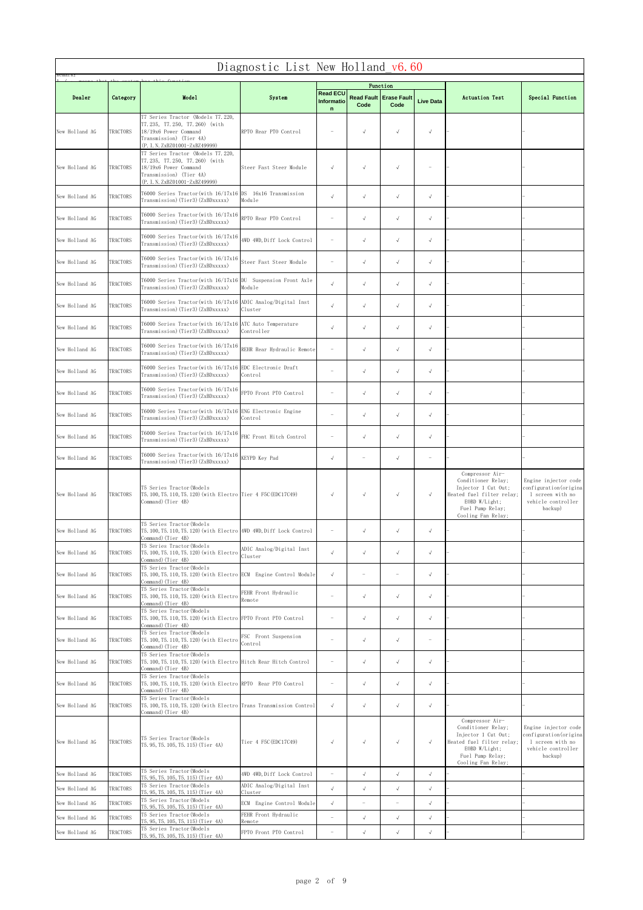# Diagnostic List New Holland_v6.60

| Dealer | Category | Model | System | Function | | | | Actuation Test | Special Function |
|---|---|---|---|---|---|---|---|---|---|
| | | | | Read ECU Information | Read Fault Code | Erase Fault Code | Live Data | | |
| New Holland AG | TRACTORS | T7 Series Tractor (Models T7.220, T7.235, T7.250, T7.260) (with 18/19x6 Power Command Transmission) (Tier 4A) (P.I.N.ZxBZ01001-ZxBZ49999) | RPTO Rear PTO Control | - | √ | √ | √ | - | - |
| New Holland AG | TRACTORS | T7 Series Tractor (Models T7.220, T7.235, T7.250, T7.260) (with 18/19x6 Power Command Transmission) (Tier 4A) (P.I.N.ZxBZ01001-ZxBZ49999) | Steer Fast Steer Module | √ | √ | √ | - | - | - |
| New Holland AG | TRACTORS | T6000 Series Tractor(with 16/17x16 Transmission)(Tier3)(ZxBDxxxxx) | DS 16x16 Transmission Module | √ | √ | √ | √ | - | - |
| New Holland AG | TRACTORS | T6000 Series Tractor(with 16/17x16 Transmission)(Tier3)(ZxBDxxxxx) | RPTO Rear PTO Control | - | √ | √ | √ | - | - |
| New Holland AG | TRACTORS | T6000 Series Tractor(with 16/17x16 Transmission)(Tier3)(ZxBDxxxxx) | 4WD 4WD,Diff Lock Control | - | √ | √ | √ | - | - |
| New Holland AG | TRACTORS | T6000 Series Tractor(with 16/17x16 Transmission)(Tier3)(ZxBDxxxxx) | Steer Fast Steer Module | - | √ | √ | √ | - | - |
| New Holland AG | TRACTORS | T6000 Series Tractor(with 16/17x16 Transmission)(Tier3)(ZxBDxxxxx) | DU Suspension Front Axle Module | √ | √ | √ | √ | - | - |
| New Holland AG | TRACTORS | T6000 Series Tractor(with 16/17x16 Transmission)(Tier3)(ZxBDxxxxx) | ADIC Analog/Digital Inst Cluster | √ | √ | √ | √ | - | - |
| New Holland AG | TRACTORS | T6000 Series Tractor(with 16/17x16 Transmission)(Tier3)(ZxBDxxxxx) | ATC Auto Temperature Controller | √ | √ | √ | √ | - | - |
| New Holland AG | TRACTORS | T6000 Series Tractor(with 16/17x16 Transmission)(Tier3)(ZxBDxxxxx) | REHR Rear Hydraulic Remote | - | √ | √ | √ | - | - |
| New Holland AG | TRACTORS | T6000 Series Tractor(with 16/17x16 Transmission)(Tier3)(ZxBDxxxxx) | EDC Electronic Draft Control | - | √ | √ | √ | - | - |
| New Holland AG | TRACTORS | T6000 Series Tractor(with 16/17x16 Transmission)(Tier3)(ZxBDxxxxx) | FPTO Front PTO Control | - | √ | √ | √ | - | - |
| New Holland AG | TRACTORS | T6000 Series Tractor(with 16/17x16 Transmission)(Tier3)(ZxBDxxxxx) | ENG Electronic Engine Control | - | √ | √ | √ | - | - |
| New Holland AG | TRACTORS | T6000 Series Tractor(with 16/17x16 Transmission)(Tier3)(ZxBDxxxxx) | FHC Front Hitch Control | - | √ | √ | √ | - | - |
| New Holland AG | TRACTORS | T6000 Series Tractor(with 16/17x16 Transmission)(Tier3)(ZxBDxxxxx) | KEYPD Key Pad | √ | - | √ | - | - | - |
| New Holland AG | TRACTORS | T5 Series Tractor(Models T5.100,T5.110,T5.120)(with Electro Command)(Tier 4B) | Tier 4 F5C(EDC17C49) | √ | √ | √ | √ | Compressor Air-Conditioner Relay; Injector 1 Cut Out; Heated fuel filter relay; EOBD W/Light; Fuel Pump Relay; Cooling Fan Relay; | Engine injector code configuration(original screen with no vehicle controller backup) |
| New Holland AG | TRACTORS | T5 Series Tractor(Models T5.100,T5.110,T5.120)(with Electro Command)(Tier 4B) | 4WD 4WD,Diff Lock Control | - | √ | √ | √ | - | - |
| New Holland AG | TRACTORS | T5 Series Tractor(Models T5.100,T5.110,T5.120)(with Electro Command)(Tier 4B) | ADIC Analog/Digital Inst Cluster | √ | √ | √ | √ | - | - |
| New Holland AG | TRACTORS | T5 Series Tractor(Models T5.100,T5.110,T5.120)(with Electro Command)(Tier 4B) | ECM Engine Control Module | √ | - | - | √ | - | - |
| New Holland AG | TRACTORS | T5 Series Tractor(Models T5.100,T5.110,T5.120)(with Electro Command)(Tier 4B) | FEHR Front Hydraulic Remote | - | √ | √ | √ | - | - |
| New Holland AG | TRACTORS | T5 Series Tractor(Models T5.100,T5.110,T5.120)(with Electro Command)(Tier 4B) | FPTO Front PTO Control | - | √ | √ | √ | - | - |
| New Holland AG | TRACTORS | T5 Series Tractor(Models T5.100,T5.110,T5.120)(with Electro Command)(Tier 4B) | FSC Front Suspension Control | - | √ | √ | - | - | - |
| New Holland AG | TRACTORS | T5 Series Tractor(Models T5.100,T5.110,T5.120)(with Electro Command)(Tier 4B) | Hitch Rear Hitch Control | - | √ | √ | √ | - | - |
| New Holland AG | TRACTORS | T5 Series Tractor(Models T5.100,T5.110,T5.120)(with Electro Command)(Tier 4B) | RPTO Rear PTO Control | - | √ | √ | √ | - | - |
| New Holland AG | TRACTORS | T5 Series Tractor(Models T5.100,T5.110,T5.120)(with Electro Command)(Tier 4B) | Trans Transmission Control | √ | √ | √ | √ | - | - |
| New Holland AG | TRACTORS | T5 Series Tractor(Models T5.95,T5.105,T5.115)(Tier 4A) | Tier 4 F5C(EDC17C49) | √ | √ | √ | √ | Compressor Air-Conditioner Relay; Injector 1 Cut Out; Heated fuel filter relay; EOBD W/Light; Fuel Pump Relay; Cooling Fan Relay; | Engine injector code configuration(original screen with no vehicle controller backup) |
| New Holland AG | TRACTORS | T5 Series Tractor(Models T5.95,T5.105,T5.115)(Tier 4A) | 4WD 4WD,Diff Lock Control | - | √ | √ | √ | - | - |
| New Holland AG | TRACTORS | T5 Series Tractor(Models T5.95,T5.105,T5.115)(Tier 4A) | ADIC Analog/Digital Inst Cluster | √ | √ | √ | √ | - | - |
| New Holland AG | TRACTORS | T5 Series Tractor(Models T5.95,T5.105,T5.115)(Tier 4A) | ECM Engine Control Module | √ | - | - | √ | - | - |
| New Holland AG | TRACTORS | T5 Series Tractor(Models T5.95,T5.105,T5.115)(Tier 4A) | FEHR Front Hydraulic Remote | - | √ | √ | √ | - | - |
| New Holland AG | TRACTORS | T5 Series Tractor(Models T5.95,T5.105,T5.115)(Tier 4A) | FPTO Front PTO Control | - | √ | √ | √ | | |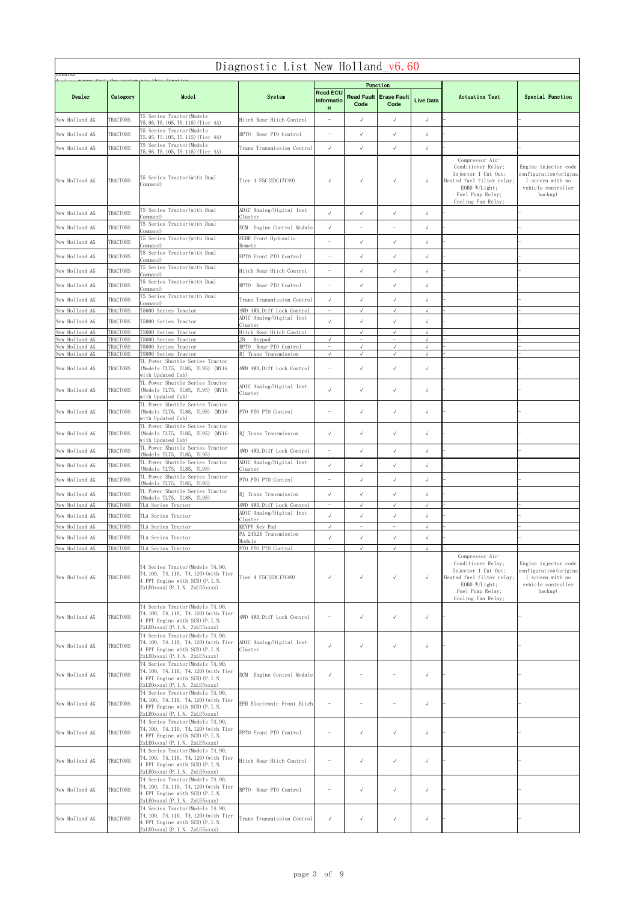# Diagnostic List New Holland_v6.60

| Dealer | Category | Model | System | Function | | | | Actuation Test | Special Function |
|---|---|---|---|---|---|---|---|---|---|
| | | | | Read ECU Information | Read Fault Code | Erase Fault Code | Live Data | | |
| New Holland AG | TRACTORS | T5 Series Tractor(Models T5.95,T5.105,T5.115)(Tier 4A) | Hitch Rear Hitch Control | - | √ | √ | √ | - | - |
| New Holland AG | TRACTORS | T5 Series Tractor(Models T5.95,T5.105,T5.115)(Tier 4A) | RPTO Rear PTO Control | - | √ | √ | √ | - | - |
| New Holland AG | TRACTORS | T5 Series Tractor(Models T5.95,T5.105,T5.115)(Tier 4A) | Trans Transmission Control | √ | √ | √ | √ | - | - |
| New Holland AG | TRACTORS | T5 Series Tractor(with Dual Command) | Tier 4 F5C(EDC17C49) | √ | √ | √ | √ | Compressor Air-Conditioner Relay; Injector 1 Cut Out; Heated fuel filter relay; EOBD W/Light; Fuel Pump Relay; Cooling Fan Relay; | Engine injector code configuration(original screen with no vehicle controller backup) |
| New Holland AG | TRACTORS | T5 Series Tractor(with Dual Command) | ADIC Analog/Digital Inst Cluster | √ | √ | √ | √ | - | - |
| New Holland AG | TRACTORS | T5 Series Tractor(with Dual Command) | ECM Engine Control Module | √ | - | - | √ | | |
| New Holland AG | TRACTORS | T5 Series Tractor(with Dual Command) | FEHR Front Hydraulic Remote | - | √ | √ | √ | - | - |
| New Holland AG | TRACTORS | T5 Series Tractor(with Dual Command) | FPTO Front PTO Control | - | √ | √ | √ | - | - |
| New Holland AG | TRACTORS | T5 Series Tractor(with Dual Command) | Hitch Rear Hitch Control | - | √ | √ | √ | - | - |
| New Holland AG | TRACTORS | T5 Series Tractor(with Dual Command) | RPTO Rear PTO Control | - | √ | √ | √ | - | - |
| New Holland AG | TRACTORS | T5 Series Tractor(with Dual Command) | Trans Transmission Control | √ | √ | √ | √ | - | - |
| New Holland AG | TRACTORS | T5000 Series Tractor | 4WD 4WD,Diff Lock Control | - | √ | √ | √ | - | - |
| New Holland AG | TRACTORS | T5000 Series Tractor | ADIC Analog/Digital Inst Cluster | √ | √ | √ | √ | - | - |
| New Holland AG | TRACTORS | T5000 Series Tractor | Hitch Rear Hitch Control | - | √ | √ | √ | - | - |
| New Holland AG | TRACTORS | T5000 Series Tractor | JB Keypad | √ | - | - | √ | - | - |
| New Holland AG | TRACTORS | T5000 Series Tractor | RPTO Rear PTO Control | - | √ | √ | √ | - | - |
| New Holland AG | TRACTORS | T5000 Series Tractor | RJ Trans Transmission | √ | √ | √ | √ | - | - |
| New Holland AG | TRACTORS | TL Power Shuttle Series Tractor (Models TL75, TL85, TL95) (MY16 with Updated Cab) | 4WD 4WD,Diff Lock Control | - | √ | √ | √ | - | - |
| New Holland AG | TRACTORS | TL Power Shuttle Series Tractor (Models TL75, TL85, TL95) (MY16 with Updated Cab) | ADIC Analog/Digital Inst Cluster | √ | √ | √ | √ | - | - |
| New Holland AG | TRACTORS | TL Power Shuttle Series Tractor (Models TL75, TL85, TL95) (MY16 with Updated Cab) | PTO PTO PTO Control | - | √ | √ | √ | - | - |
| New Holland AG | TRACTORS | TL Power Shuttle Series Tractor (Models TL75, TL85, TL95) (MY16 with Updated Cab) | RJ Trans Transmission | √ | √ | √ | √ | - | - |
| New Holland AG | TRACTORS | TL Power Shuttle Series Tractor (Models TL75, TL85, TL95) | 4WD 4WD,Diff Lock Control | - | √ | √ | √ | - | - |
| New Holland AG | TRACTORS | TL Power Shuttle Series Tractor (Models TL75, TL85, TL95) | ADIC Analog/Digital Inst Cluster | √ | √ | √ | √ | - | - |
| New Holland AG | TRACTORS | TL Power Shuttle Series Tractor (Models TL75, TL85, TL95) | PTO PTO PTO Control | - | √ | √ | √ | - | - |
| New Holland AG | TRACTORS | TL Power Shuttle Series Tractor (Models TL75, TL85, TL95) | RJ Trans Transmission | √ | √ | √ | √ | - | - |
| New Holland AG | TRACTORS | TLA Series Tractor | 4WD 4WD,Diff Lock Control | - | √ | √ | √ | - | - |
| New Holland AG | TRACTORS | TLA Series Tractor | ADIC Analog/Digital Inst Cluster | √ | √ | √ | √ | - | - |
| New Holland AG | TRACTORS | TLA Series Tractor | KEYPF Key Pad | √ | - | - | √ | - | - |
| New Holland AG | TRACTORS | TLA Series Tractor | PA 24X24 Transmission Module | √ | √ | √ | √ | - | - |
| New Holland AG | TRACTORS | TLA Series Tractor | PTO PTO PTO Control | - | √ | √ | √ | - | - |
| New Holland AG | TRACTORS | T4 Series Tractor(Models T4.90, T4.100, T4.110, T4.120)(with Tier 4 FPT Engine with SCR)(P.I.N. ZxLE0xxxx)(P.I.N. ZxLE5xxxx) | Tier 4 F5C(EDC17C49) | √ | √ | √ | √ | Compressor Air-Conditioner Relay; Injector 1 Cut Out; Heated fuel filter relay; EOBD W/Light; Fuel Pump Relay; Cooling Fan Relay; | Engine injector code configuration(original screen with no vehicle controller backup) |
| New Holland AG | TRACTORS | T4 Series Tractor(Models T4.90, T4.100, T4.110, T4.120)(with Tier 4 FPT Engine with SCR)(P.I.N. ZxLE0xxxx)(P.I.N. ZxLE5xxxx) | 4WD 4WD,Diff Lock Control | - | √ | √ | √ | - | - |
| New Holland AG | TRACTORS | T4 Series Tractor(Models T4.90, T4.100, T4.110, T4.120)(with Tier 4 FPT Engine with SCR)(P.I.N. ZxLE0xxxx)(P.I.N. ZxLE5xxxx) | ADIC Analog/Digital Inst Cluster | √ | √ | √ | √ | - | - |
| New Holland AG | TRACTORS | T4 Series Tractor(Models T4.90, T4.100, T4.110, T4.120)(with Tier 4 FPT Engine with SCR)(P.I.N. ZxLE0xxxx)(P.I.N. ZxLE5xxxx) | ECM Engine Control Module | √ | - | - | √ | - | - |
| New Holland AG | TRACTORS | T4 Series Tractor(Models T4.90, T4.100, T4.110, T4.120)(with Tier 4 FPT Engine with SCR)(P.I.N. ZxLE0xxxx)(P.I.N. ZxLE5xxxx) | EFH Electronic Front Hitch | - | - | - | √ | - | - |
| New Holland AG | TRACTORS | T4 Series Tractor(Models T4.90, T4.100, T4.110, T4.120)(with Tier 4 FPT Engine with SCR)(P.I.N. ZxLE0xxxx)(P.I.N. ZxLE5xxxx) | FPTO Front PTO Control | - | √ | √ | √ | - | - |
| New Holland AG | TRACTORS | T4 Series Tractor(Models T4.90, T4.100, T4.110, T4.120)(with Tier 4 FPT Engine with SCR)(P.I.N. ZxLE0xxxx)(P.I.N. ZxLE5xxxx) | Hitch Rear Hitch Control | - | √ | √ | √ | - | - |
| New Holland AG | TRACTORS | T4 Series Tractor(Models T4.90, T4.100, T4.110, T4.120)(with Tier 4 FPT Engine with SCR)(P.I.N. ZxLE0xxxx)(P.I.N. ZxLE5xxxx) | RPTO Rear PTO Control | - | √ | √ | √ | - | - |
| New Holland AG | TRACTORS | T4 Series Tractor(Models T4.90, T4.100, T4.110, T4.120)(with Tier 4 FPT Engine with SCR)(P.I.N. ZxLE0xxxx)(P.I.N. ZxLE5xxxx) | Trans Transmission Control | √ | √ | √ | √ | - | - |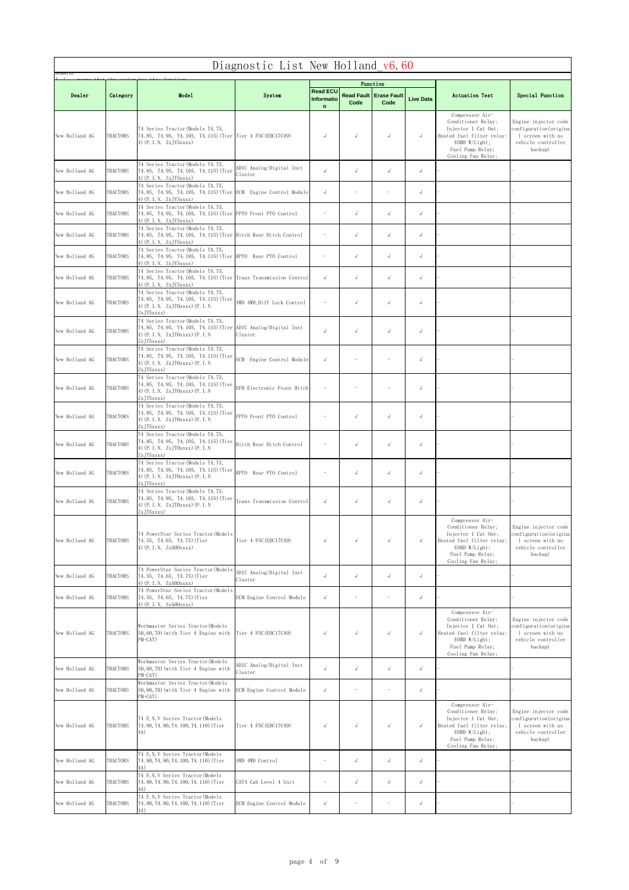# Diagnostic List New Holland_v6.60

Remarks: √ means that the system has this function

| Dealer | Category | Model | System | Function | | | | Actuation Test | Special Function |
|---|---|---|---|---|---|---|---|---|---|
| | | | | Read ECU Information | Read Fault Code | Erase Fault Code | Live Data | | |
| New Holland AG | TRACTORS | T4 Series Tractor(Models T4.75, T4.85, T4.95, T4.105, T4.115)(Tier 4)(P.I.N. ZxJY5xxxx) | Tier 4 F5C(EDC17C49) | √ | √ | √ | √ | Compressor Air-Conditioner Relay; Injector 1 Cut Out; Heated fuel filter relay; EOBD W/Light; Fuel Pump Relay; Cooling Fan Relay; | Engine injector code configuration(original screen with no vehicle controller backup) |
| New Holland AG | TRACTORS | T4 Series Tractor(Models T4.75, T4.85, T4.95, T4.105, T4.115)(Tier 4)(P.I.N. ZxJY5xxxx) | ADIC Analog/Digital Inst Cluster | √ | √ | √ | √ | - | - |
| New Holland AG | TRACTORS | T4 Series Tractor(Models T4.75, T4.85, T4.95, T4.105, T4.115)(Tier 4)(P.I.N. ZxJY5xxxx) | ECM Engine Control Module | √ | - | - | √ | - | - |
| New Holland AG | TRACTORS | T4 Series Tractor(Models T4.75, T4.85, T4.95, T4.105, T4.115)(Tier 4)(P.I.N. ZxJY5xxxx) | FPTO Front PTO Control | - | √ | √ | √ | - | - |
| New Holland AG | TRACTORS | T4 Series Tractor(Models T4.75, T4.85, T4.95, T4.105, T4.115)(Tier 4)(P.I.N. ZxJY5xxxx) | Hitch Rear Hitch Control | - | √ | √ | √ | - | - |
| New Holland AG | TRACTORS | T4 Series Tractor(Models T4.75, T4.85, T4.95, T4.105, T4.115)(Tier 4)(P.I.N. ZxJY5xxxx) | RPTO Rear PTO Control | - | √ | √ | √ | - | - |
| New Holland AG | TRACTORS | T4 Series Tractor(Models T4.75, T4.85, T4.95, T4.105, T4.115)(Tier 4)(P.I.N. ZxJY5xxxx) | Trans Transmission Control | √ | √ | √ | √ | - | - |
| New Holland AG | TRACTORS | T4 Series Tractor(Models T4.75, T4.85, T4.95, T4.105, T4.115)(Tier 4)(P.I.N. ZxJT0xxxx)(P.I.N ZxJT5xxxx) | 4WD 4WD,Diff Lock Control | - | √ | √ | √ | - | - |
| New Holland AG | TRACTORS | T4 Series Tractor(Models T4.75, T4.85, T4.95, T4.105, T4.115)(Tier 4)(P.I.N. ZxJT0xxxx)(P.I.N ZxJT5xxxx) | ADIC Analog/Digital Inst Cluster | √ | √ | √ | √ | - | - |
| New Holland AG | TRACTORS | T4 Series Tractor(Models T4.75, T4.85, T4.95, T4.105, T4.115)(Tier 4)(P.I.N. ZxJT0xxxx)(P.I.N ZxJT5xxxx) | ECM Engine Control Module | √ | - | - | √ | - | - |
| New Holland AG | TRACTORS | T4 Series Tractor(Models T4.75, T4.85, T4.95, T4.105, T4.115)(Tier 4)(P.I.N. ZxJT0xxxx)(P.I.N ZxJT5xxxx) | EFH Electronic Front Hitch | - | - | - | √ | - | - |
| New Holland AG | TRACTORS | T4 Series Tractor(Models T4.75, T4.85, T4.95, T4.105, T4.115)(Tier 4)(P.I.N. ZxJT0xxxx)(P.I.N ZxJT5xxxx) | FPTO Front PTO Control | - | √ | √ | √ | - | - |
| New Holland AG | TRACTORS | T4 Series Tractor(Models T4.75, T4.85, T4.95, T4.105, T4.115)(Tier 4)(P.I.N. ZxJT0xxxx)(P.I.N ZxJT5xxxx) | Hitch Rear Hitch Control | - | √ | √ | √ | - | - |
| New Holland AG | TRACTORS | T4 Series Tractor(Models T4.75, T4.85, T4.95, T4.105, T4.115)(Tier 4)(P.I.N. ZxJT0xxxx)(P.I.N ZxJT5xxxx) | RPTO Rear PTO Control | - | √ | √ | √ | - | - |
| New Holland AG | TRACTORS | T4 Series Tractor(Models T4.75, T4.85, T4.95, T4.105, T4.115)(Tier 4)(P.I.N. ZxJT0xxxx)(P.I.N ZxJT5xxxx) | Trans Transmission Control | √ | √ | √ | √ | - | - |
| New Holland AG | TRACTORS | T4 PowerStar Series Tractor(Models T4.55, T4.65, T4.75)(Tier 4)(P.I.N. ZxAH0xxxx) | Tier 4 F5C(EDC17C49) | √ | √ | √ | √ | Compressor Air-Conditioner Relay; Injector 1 Cut Out; Heated fuel filter relay; EOBD W/Light; Fuel Pump Relay; Cooling Fan Relay; | Engine injector code configuration(original screen with no vehicle controller backup) |
| New Holland AG | TRACTORS | T4 PowerStar Series Tractor(Models T4.55, T4.65, T4.75)(Tier 4)(P.I.N. ZxAH0xxxx) | ADIC Analog/Digital Inst Cluster | √ | √ | √ | √ | - | - |
| New Holland AG | TRACTORS | T4 PowerStar Series Tractor(Models T4.55, T4.65, T4.75)(Tier 4)(P.I.N. ZxAH0xxxx) | ECM Engine Control Module | √ | - | - | √ | - | - |
| New Holland AG | TRACTORS | Workmaster Series Tractor(Models 50,60,70)(with Tier 4 Engine with PM-CAT) | Tier 4 F5C(EDC17C49) | √ | √ | √ | √ | Compressor Air-Conditioner Relay; Injector 1 Cut Out; Heated fuel filter relay; EOBD W/Light; Fuel Pump Relay; Cooling Fan Relay; | Engine injector code configuration(original screen with no vehicle controller backup) |
| New Holland AG | TRACTORS | Workmaster Series Tractor(Models 50,60,70)(with Tier 4 Engine with PM-CAT) | ADIC Analog/Digital Inst Cluster | √ | √ | √ | √ | - | - |
| New Holland AG | TRACTORS | Workmaster Series Tractor(Models 50,60,70)(with Tier 4 Engine with PM-CAT) | ECM Engine Control Module | √ | - | - | √ | - | - |
| New Holland AG | TRACTORS | T4 F,N,V Series Tractor(Models T4.80,T4.90,T4.100,T4.110)(Tier 4A) | Tier 4 F5C(EDC17C49) | √ | √ | √ | √ | Compressor Air-Conditioner Relay; Injector 1 Cut Out; Heated fuel filter relay; EOBD W/Light; Fuel Pump Relay; Cooling Fan Relay; | Engine injector code configuration(original screen with no vehicle controller backup) |
| New Holland AG | TRACTORS | T4 F,N,V Series Tractor(Models T4.80,T4.90,T4.100,T4.110)(Tier 4A) | 4WD 4WD Control | - | √ | √ | √ | - | - |
| New Holland AG | TRACTORS | T4 F,N,V Series Tractor(Models T4.80,T4.90,T4.100,T4.110)(Tier 4A) | CAT4 Cab Level 4 Unit | - | √ | √ | √ | - | - |
| New Holland AG | TRACTORS | T4 F,N,V Series Tractor(Models T4.80,T4.90,T4.100,T4.110)(Tier 4A) | ECM Engine Control Module | √ | - | - | √ | - | - |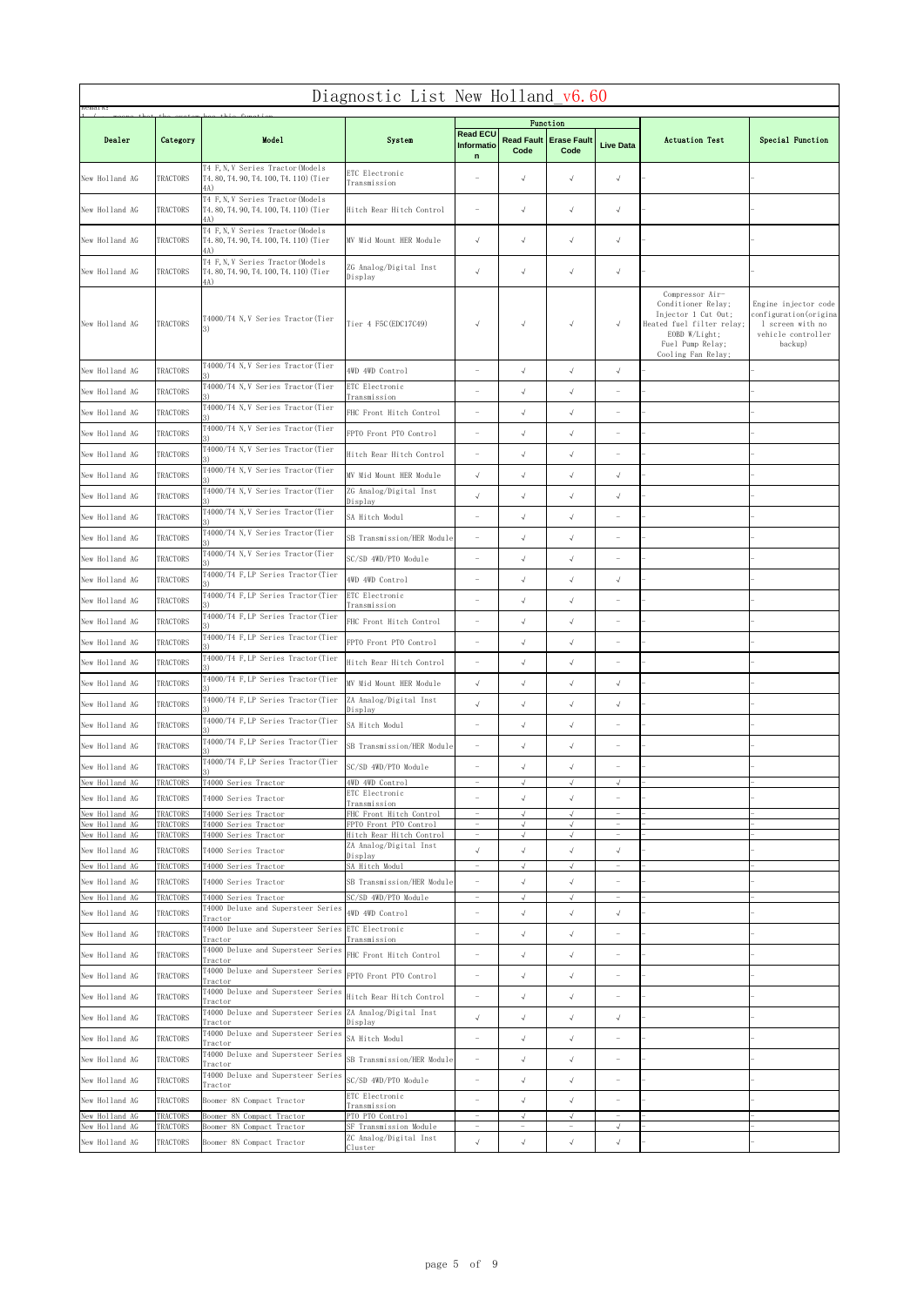# Diagnostic List New Holland_v6.60

| Dealer | Category | Model | System | Function | | | | Actuation Test | Special Function |
|---|---|---|---|---|---|---|---|---|---|
| | | | | Read ECU Information | Read Fault Code | Erase Fault Code | Live Data | | |
| New Holland AG | TRACTORS | T4 F,N,V Series Tractor(Models T4.80,T4.90,T4.100,T4.110)(Tier 4A) | ETC Electronic Transmission | - | √ | √ | √ | - | - |
| New Holland AG | TRACTORS | T4 F,N,V Series Tractor(Models T4.80,T4.90,T4.100,T4.110)(Tier 4A) | Hitch Rear Hitch Control | - | √ | √ | √ | - | - |
| New Holland AG | TRACTORS | T4 F,N,V Series Tractor(Models T4.80,T4.90,T4.100,T4.110)(Tier 4A) | MV Mid Mount HER Module | √ | √ | √ | √ | - | - |
| New Holland AG | TRACTORS | T4 F,N,V Series Tractor(Models T4.80,T4.90,T4.100,T4.110)(Tier 4A) | ZG Analog/Digital Inst Display | √ | √ | √ | √ | - | - |
| New Holland AG | TRACTORS | T4000/T4 N,V Series Tractor(Tier 3) | Tier 4 F5C(EDC17C49) | √ | √ | √ | √ | Compressor Air-Conditioner Relay; Injector 1 Cut Out; Heated fuel filter relay; EOBD W/Light; Fuel Pump Relay; Cooling Fan Relay; | Engine injector code configuration(original screen with no vehicle controller backup) |
| New Holland AG | TRACTORS | T4000/T4 N,V Series Tractor(Tier 3) | 4WD 4WD Control | - | √ | √ | √ | - | - |
| New Holland AG | TRACTORS | T4000/T4 N,V Series Tractor(Tier 3) | ETC Electronic Transmission | - | √ | √ | - | - | - |
| New Holland AG | TRACTORS | T4000/T4 N,V Series Tractor(Tier 3) | FHC Front Hitch Control | - | √ | √ | - | - | - |
| New Holland AG | TRACTORS | T4000/T4 N,V Series Tractor(Tier 3) | FPTO Front PTO Control | - | √ | √ | - | - | - |
| New Holland AG | TRACTORS | T4000/T4 N,V Series Tractor(Tier 3) | Hitch Rear Hitch Control | - | √ | √ | - | - | - |
| New Holland AG | TRACTORS | T4000/T4 N,V Series Tractor(Tier 3) | MV Mid Mount HER Module | √ | √ | √ | √ | - | - |
| New Holland AG | TRACTORS | T4000/T4 N,V Series Tractor(Tier 3) | ZG Analog/Digital Inst Display | √ | √ | √ | √ | - | - |
| New Holland AG | TRACTORS | T4000/T4 N,V Series Tractor(Tier 3) | SA Hitch Modul | - | √ | √ | - | - | - |
| New Holland AG | TRACTORS | T4000/T4 N,V Series Tractor(Tier 3) | SB Transmission/HER Module | - | √ | √ | - | - | - |
| New Holland AG | TRACTORS | T4000/T4 N,V Series Tractor(Tier 3) | SC/SD 4WD/PTO Module | - | √ | √ | - | - | - |
| New Holland AG | TRACTORS | T4000/T4 F,LP Series Tractor(Tier 3) | 4WD 4WD Control | - | √ | √ | √ | - | - |
| New Holland AG | TRACTORS | T4000/T4 F,LP Series Tractor(Tier 3) | ETC Electronic Transmission | - | √ | √ | - | - | - |
| New Holland AG | TRACTORS | T4000/T4 F,LP Series Tractor(Tier 3) | FHC Front Hitch Control | - | √ | √ | - | - | - |
| New Holland AG | TRACTORS | T4000/T4 F,LP Series Tractor(Tier 3) | FPTO Front PTO Control | - | √ | √ | - | - | - |
| New Holland AG | TRACTORS | T4000/T4 F,LP Series Tractor(Tier 3) | Hitch Rear Hitch Control | - | √ | √ | - | - | - |
| New Holland AG | TRACTORS | T4000/T4 F,LP Series Tractor(Tier 3) | MV Mid Mount HER Module | √ | √ | √ | √ | - | - |
| New Holland AG | TRACTORS | T4000/T4 F,LP Series Tractor(Tier 3) | ZA Analog/Digital Inst Display | √ | √ | √ | √ | - | - |
| New Holland AG | TRACTORS | T4000/T4 F,LP Series Tractor(Tier 3) | SA Hitch Modul | - | √ | √ | - | - | - |
| New Holland AG | TRACTORS | T4000/T4 F,LP Series Tractor(Tier 3) | SB Transmission/HER Module | - | √ | √ | - | - | - |
| New Holland AG | TRACTORS | T4000/T4 F,LP Series Tractor(Tier 3) | SC/SD 4WD/PTO Module | - | √ | √ | - | - | - |
| New Holland AG | TRACTORS | T4000 Series Tractor | 4WD 4WD Control | - | √ | √ | √ | - | - |
| New Holland AG | TRACTORS | T4000 Series Tractor | ETC Electronic Transmission | - | √ | √ | - | - | - |
| New Holland AG | TRACTORS | T4000 Series Tractor | FHC Front Hitch Control | - | √ | √ | - | - | - |
| New Holland AG | TRACTORS | T4000 Series Tractor | FPTO Front PTO Control | - | √ | √ | - | - | - |
| New Holland AG | TRACTORS | T4000 Series Tractor | Hitch Rear Hitch Control | - | √ | √ | - | - | - |
| New Holland AG | TRACTORS | T4000 Series Tractor | ZA Analog/Digital Inst Display | √ | √ | √ | √ | - | - |
| New Holland AG | TRACTORS | T4000 Series Tractor | SA Hitch Modul | - | √ | √ | - | - | - |
| New Holland AG | TRACTORS | T4000 Series Tractor | SB Transmission/HER Module | - | √ | √ | - | - | - |
| New Holland AG | TRACTORS | T4000 Series Tractor | SC/SD 4WD/PTO Module | - | √ | √ | - | - | - |
| New Holland AG | TRACTORS | T4000 Deluxe and Supersteer Series Tractor | 4WD 4WD Control | - | √ | √ | √ | - | - |
| New Holland AG | TRACTORS | T4000 Deluxe and Supersteer Series Tractor | ETC Electronic Transmission | - | √ | √ | - | - | - |
| New Holland AG | TRACTORS | T4000 Deluxe and Supersteer Series Tractor | FHC Front Hitch Control | - | √ | √ | - | - | - |
| New Holland AG | TRACTORS | T4000 Deluxe and Supersteer Series Tractor | FPTO Front PTO Control | - | √ | √ | - | - | - |
| New Holland AG | TRACTORS | T4000 Deluxe and Supersteer Series Tractor | Hitch Rear Hitch Control | - | √ | √ | - | - | - |
| New Holland AG | TRACTORS | T4000 Deluxe and Supersteer Series Tractor | ZA Analog/Digital Inst Display | √ | √ | √ | √ | - | - |
| New Holland AG | TRACTORS | T4000 Deluxe and Supersteer Series Tractor | SA Hitch Modul | - | √ | √ | - | - | - |
| New Holland AG | TRACTORS | T4000 Deluxe and Supersteer Series Tractor | SB Transmission/HER Module | - | √ | √ | - | - | - |
| New Holland AG | TRACTORS | T4000 Deluxe and Supersteer Series Tractor | SC/SD 4WD/PTO Module | - | √ | √ | - | - | - |
| New Holland AG | TRACTORS | Boomer 8N Compact Tractor | ETC Electronic Transmission | - | √ | √ | - | - | - |
| New Holland AG | TRACTORS | Boomer 8N Compact Tractor | PTO PTO Control | - | √ | √ | - | - | - |
| New Holland AG | TRACTORS | Boomer 8N Compact Tractor | SF Transmission Module | - | - | - | √ | - | - |
| New Holland AG | TRACTORS | Boomer 8N Compact Tractor | ZC Analog/Digital Inst Cluster | √ | √ | √ | √ | - | - |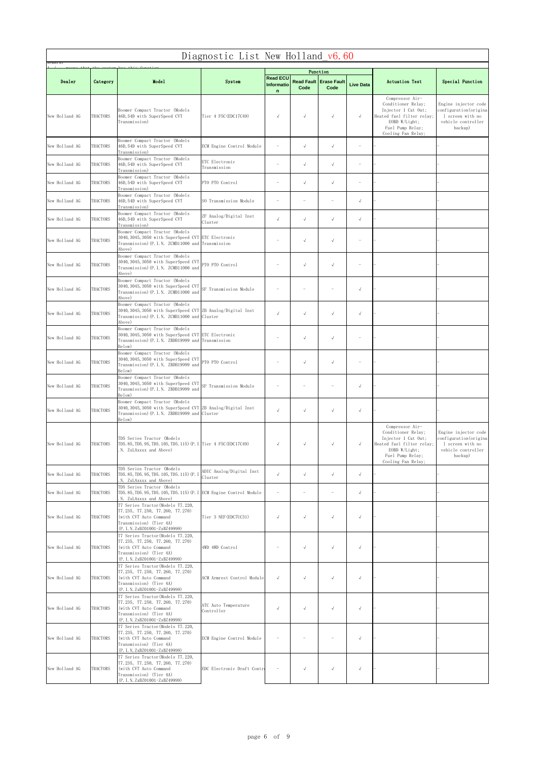# Diagnostic List New Holland_v6.60

| Dealer | Category | Model | System | Function | | | | Actuation Test | Special Function |
|---|---|---|---|---|---|---|---|---|---|
| | | | | Read ECU Information | Read Fault Code | Erase Fault Code | Live Data | | |
| New Holland AG | TRACTORS | Boomer Compact Tractor (Models 46D,54D with SuperSpeed CVT Transmission) | Tier 4 F5C(EDC17C49) | √ | √ | √ | √ | Compressor Air-Conditioner Relay; Injector 1 Cut Out; Heated fuel filter relay; EOBD W/Light; Fuel Pump Relay; Cooling Fan Relay; | Engine injector code configuration(original screen with no vehicle controller backup) |
| New Holland AG | TRACTORS | Boomer Compact Tractor (Models 46D,54D with SuperSpeed CVT Transmission) | ECM Engine Control Module | - | √ | √ | - | - | - |
| New Holland AG | TRACTORS | Boomer Compact Tractor (Models 46D,54D with SuperSpeed CVT Transmission) | ETC Electronic Transmission | - | √ | √ | - | - | - |
| New Holland AG | TRACTORS | Boomer Compact Tractor (Models 46D,54D with SuperSpeed CVT Transmission) | PTO PTO Control | - | √ | √ | - | - | - |
| New Holland AG | TRACTORS | Boomer Compact Tractor (Models 46D,54D with SuperSpeed CVT Transmission) | SO Transmission Module | - | - | - | √ | - | - |
| New Holland AG | TRACTORS | Boomer Compact Tractor (Models 46D,54D with SuperSpeed CVT Transmission) | ZF Analog/Digital Inst Cluster | √ | √ | √ | √ | - | - |
| New Holland AG | TRACTORS | Boomer Compact Tractor (Models 3040,3045,3050 with SuperSpeed CVT Transmission)(P.I.N. ZCMB11000 and Above) | ETC Electronic Transmission | - | √ | √ | - | - | - |
| New Holland AG | TRACTORS | Boomer Compact Tractor (Models 3040,3045,3050 with SuperSpeed CVT Transmission)(P.I.N. ZCMB11000 and Above) | PTO PTO Control | - | √ | √ | - | - | - |
| New Holland AG | TRACTORS | Boomer Compact Tractor (Models 3040,3045,3050 with SuperSpeed CVT Transmission)(P.I.N. ZCMB11000 and Above) | SF Transmission Module | - | - | - | √ | - | - |
| New Holland AG | TRACTORS | Boomer Compact Tractor (Models 3040,3045,3050 with SuperSpeed CVT Transmission)(P.I.N. ZCMB11000 and Above) | ZB Analog/Digital Inst Cluster | √ | √ | √ | √ | - | - |
| New Holland AG | TRACTORS | Boomer Compact Tractor (Models 3040,3045,3050 with SuperSpeed CVT Transmission)(P.I.N. ZBDB19999 and Below) | ETC Electronic Transmission | - | √ | √ | - | - | - |
| New Holland AG | TRACTORS | Boomer Compact Tractor (Models 3040,3045,3050 with SuperSpeed CVT Transmission)(P.I.N. ZBDB19999 and Below) | PTO PTO Control | - | √ | √ | - | - | - |
| New Holland AG | TRACTORS | Boomer Compact Tractor (Models 3040,3045,3050 with SuperSpeed CVT Transmission)(P.I.N. ZBDB19999 and Below) | SF Transmission Module | - | - | - | √ | - | - |
| New Holland AG | TRACTORS | Boomer Compact Tractor (Models 3040,3045,3050 with SuperSpeed CVT Transmission)(P.I.N. ZBDB19999 and Below) | ZB Analog/Digital Inst Cluster | √ | √ | √ | √ | - | - |
| New Holland AG | TRACTORS | TD5 Series Tractor (Models TD5.85,TD5.95,TD5.105,TD5.115)(P.I.N. ZxLAxxxx and Above) | Tier 4 F5C(EDC17C49) | √ | √ | √ | √ | Compressor Air-Conditioner Relay; Injector 1 Cut Out; Heated fuel filter relay; EOBD W/Light; Fuel Pump Relay; Cooling Fan Relay; | Engine injector code configuration(original screen with no vehicle controller backup) |
| New Holland AG | TRACTORS | TD5 Series Tractor (Models TD5.85,TD5.95,TD5.105,TD5.115)(P.I.N. ZxLAxxxx and Above) | ADIC Analog/Digital Inst Cluster | √ | √ | √ | √ | - | - |
| New Holland AG | TRACTORS | TD5 Series Tractor (Models TD5.85,TD5.95,TD5.105,TD5.115)(P.I.N. ZxLAxxxx and Above) | ECM Engine Control Module | - | - | - | √ | - | - |
| New Holland AG | TRACTORS | T7 Series Tractor(Models T7.220, T7.235, T7.250, T7.260, T7.270) (with CVT Auto Command Transmission) (Tier 4A) (P.I.N.ZxBZ01001-ZxBZ49999) | Tier 3 NEF(EDC7UC31) | √ | √ | √ | √ | - | - |
| New Holland AG | TRACTORS | T7 Series Tractor(Models T7.220, T7.235, T7.250, T7.260, T7.270) (with CVT Auto Command Transmission) (Tier 4A) (P.I.N.ZxBZ01001-ZxBZ49999) | 4WD 4WD Control | - | √ | √ | √ | - | - |
| New Holland AG | TRACTORS | T7 Series Tractor(Models T7.220, T7.235, T7.250, T7.260, T7.270) (with CVT Auto Command Transmission) (Tier 4A) (P.I.N.ZxBZ01001-ZxBZ49999) | ACM Armrest Control Module | √ | √ | √ | √ | - | - |
| New Holland AG | TRACTORS | T7 Series Tractor(Models T7.220, T7.235, T7.250, T7.260, T7.270) (with CVT Auto Command Transmission) (Tier 4A) (P.I.N.ZxBZ01001-ZxBZ49999) | ATC Auto Temperature Controller | √ | √ | √ | √ | - | - |
| New Holland AG | TRACTORS | T7 Series Tractor(Models T7.220, T7.235, T7.250, T7.260, T7.270) (with CVT Auto Command Transmission) (Tier 4A) (P.I.N.ZxBZ01001-ZxBZ49999) | ECM Engine Control Module | - | - | - | √ | - | - |
| New Holland AG | TRACTORS | T7 Series Tractor(Models T7.220, T7.235, T7.250, T7.260, T7.270) (with CVT Auto Command Transmission) (Tier 4A) (P.I.N.ZxBZ01001-ZxBZ49999) | EDC Electronic Draft Contro | - | √ | √ | √ | - | - |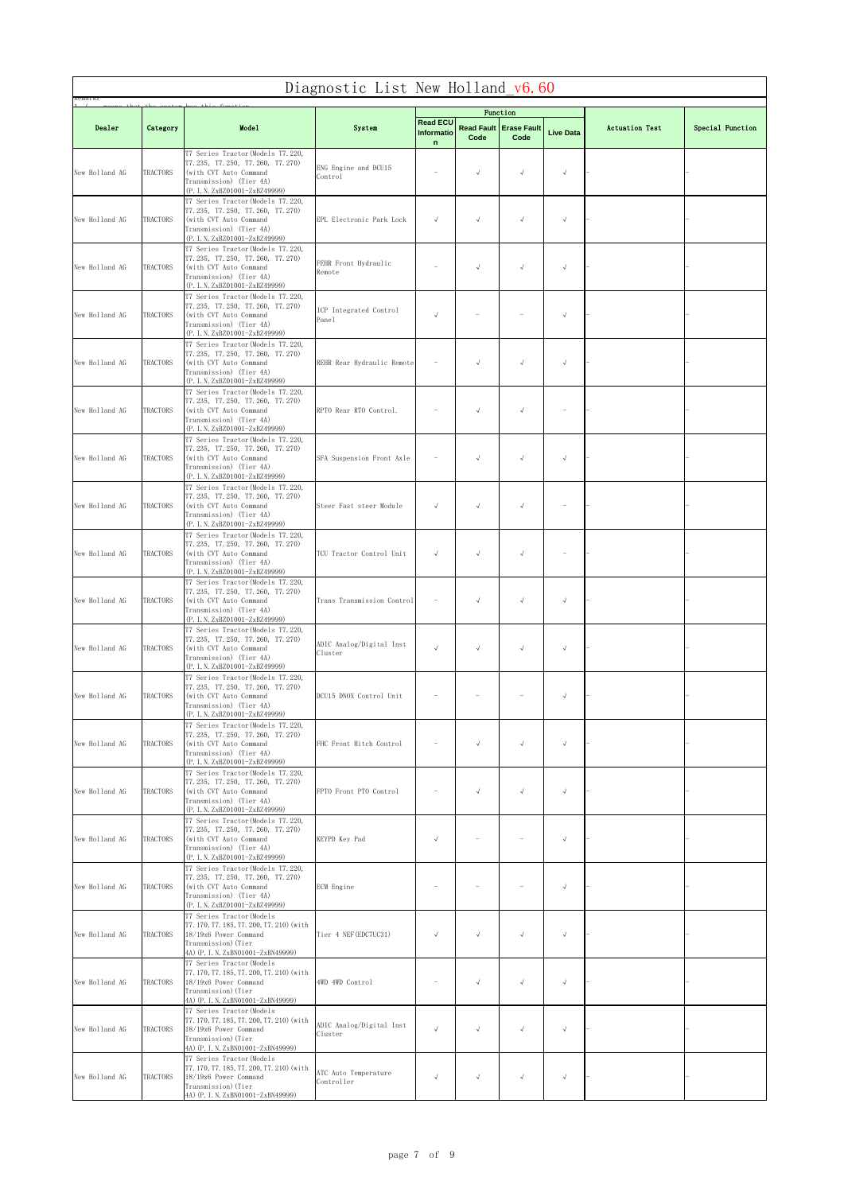# Diagnostic List New Holland_v6.60

| Dealer | Category | Model | System | Function | | | | Actuation Test | Special Function |
|---|---|---|---|---|---|---|---|---|---|
| | | | | Read ECU Information | Read Fault Code | Erase Fault Code | Live Data | | |
| New Holland AG | TRACTORS | T7 Series Tractor(Models T7.220, T7.235, T7.250, T7.260, T7.270) (with CVT Auto Command Transmission) (Tier 4A) (P.I.N.ZxBZ01001-ZxBZ49999) | ENG Engine and DCU15 Control | - | √ | √ | √ | - | - |
| New Holland AG | TRACTORS | T7 Series Tractor(Models T7.220, T7.235, T7.250, T7.260, T7.270) (with CVT Auto Command Transmission) (Tier 4A) (P.I.N.ZxBZ01001-ZxBZ49999) | EPL Electronic Park Lock | √ | √ | √ | √ | - | - |
| New Holland AG | TRACTORS | T7 Series Tractor(Models T7.220, T7.235, T7.250, T7.260, T7.270) (with CVT Auto Command Transmission) (Tier 4A) (P.I.N.ZxBZ01001-ZxBZ49999) | FEHR Front Hydraulic Remote | - | √ | √ | √ | - | - |
| New Holland AG | TRACTORS | T7 Series Tractor(Models T7.220, T7.235, T7.250, T7.260, T7.270) (with CVT Auto Command Transmission) (Tier 4A) (P.I.N.ZxBZ01001-ZxBZ49999) | ICP Integrated Control Panel | √ | - | - | √ | - | - |
| New Holland AG | TRACTORS | T7 Series Tractor(Models T7.220, T7.235, T7.250, T7.260, T7.270) (with CVT Auto Command Transmission) (Tier 4A) (P.I.N.ZxBZ01001-ZxBZ49999) | REHR Rear Hydraulic Remote | - | √ | √ | √ | - | - |
| New Holland AG | TRACTORS | T7 Series Tractor(Models T7.220, T7.235, T7.250, T7.260, T7.270) (with CVT Auto Command Transmission) (Tier 4A) (P.I.N.ZxBZ01001-ZxBZ49999) | RPTO Rear PTO Control. | - | √ | √ | - | - | - |
| New Holland AG | TRACTORS | T7 Series Tractor(Models T7.220, T7.235, T7.250, T7.260, T7.270) (with CVT Auto Command Transmission) (Tier 4A) (P.I.N.ZxBZ01001-ZxBZ49999) | SFA Suspension Front Axle | - | √ | √ | √ | - | - |
| New Holland AG | TRACTORS | T7 Series Tractor(Models T7.220, T7.235, T7.250, T7.260, T7.270) (with CVT Auto Command Transmission) (Tier 4A) (P.I.N.ZxBZ01001-ZxBZ49999) | Steer Fast steer Module | √ | √ | √ | - | - | - |
| New Holland AG | TRACTORS | T7 Series Tractor(Models T7.220, T7.235, T7.250, T7.260, T7.270) (with CVT Auto Command Transmission) (Tier 4A) (P.I.N.ZxBZ01001-ZxBZ49999) | TCU Tractor Control Unit | √ | √ | √ | - | - | - |
| New Holland AG | TRACTORS | T7 Series Tractor(Models T7.220, T7.235, T7.250, T7.260, T7.270) (with CVT Auto Command Transmission) (Tier 4A) (P.I.N.ZxBZ01001-ZxBZ49999) | Trans Transmission Control | - | √ | √ | √ | - | - |
| New Holland AG | TRACTORS | T7 Series Tractor(Models T7.220, T7.235, T7.250, T7.260, T7.270) (with CVT Auto Command Transmission) (Tier 4A) (P.I.N.ZxBZ01001-ZxBZ49999) | ADIC Analog/Digital Inst Cluster | √ | √ | √ | √ | - | - |
| New Holland AG | TRACTORS | T7 Series Tractor(Models T7.220, T7.235, T7.250, T7.260, T7.270) (with CVT Auto Command Transmission) (Tier 4A) (P.I.N.ZxBZ01001-ZxBZ49999) | DCU15 DNOX Control Unit | - | - | - | √ | - | - |
| New Holland AG | TRACTORS | T7 Series Tractor(Models T7.220, T7.235, T7.250, T7.260, T7.270) (with CVT Auto Command Transmission) (Tier 4A) (P.I.N.ZxBZ01001-ZxBZ49999) | FHC Front Hitch Control | - | √ | √ | √ | - | - |
| New Holland AG | TRACTORS | T7 Series Tractor(Models T7.220, T7.235, T7.250, T7.260, T7.270) (with CVT Auto Command Transmission) (Tier 4A) (P.I.N.ZxBZ01001-ZxBZ49999) | FPTO Front PTO Control | - | √ | √ | √ | - | - |
| New Holland AG | TRACTORS | T7 Series Tractor(Models T7.220, T7.235, T7.250, T7.260, T7.270) (with CVT Auto Command Transmission) (Tier 4A) (P.I.N.ZxBZ01001-ZxBZ49999) | KEYPD Key Pad | √ | - | - | √ | - | - |
| New Holland AG | TRACTORS | T7 Series Tractor(Models T7.220, T7.235, T7.250, T7.260, T7.270) (with CVT Auto Command Transmission) (Tier 4A) (P.I.N.ZxBZ01001-ZxBZ49999) | ECM Engine | - | - | - | √ | - | - |
| New Holland AG | TRACTORS | T7 Series Tractor(Models T7.170,T7.185,T7.200,T7.210)(with 18/19x6 Power Command Transmission)(Tier 4A)(P.I.N.ZxBN01001-ZxBN49999) | Tier 4 NEF(EDC7UC31) | √ | √ | √ | √ | - | - |
| New Holland AG | TRACTORS | T7 Series Tractor(Models T7.170,T7.185,T7.200,T7.210)(with 18/19x6 Power Command Transmission)(Tier 4A)(P.I.N.ZxBN01001-ZxBN49999) | 4WD 4WD Control | - | √ | √ | √ | - | - |
| New Holland AG | TRACTORS | T7 Series Tractor(Models T7.170,T7.185,T7.200,T7.210)(with 18/19x6 Power Command Transmission)(Tier 4A)(P.I.N.ZxBN01001-ZxBN49999) | ADIC Analog/Digital Inst Cluster | √ | √ | √ | √ | - | - |
| New Holland AG | TRACTORS | T7 Series Tractor(Models T7.170,T7.185,T7.200,T7.210)(with 18/19x6 Power Command Transmission)(Tier 4A)(P.I.N.ZxBN01001-ZxBN49999) | ATC Auto Temperature Controller | √ | √ | √ | √ | - | - |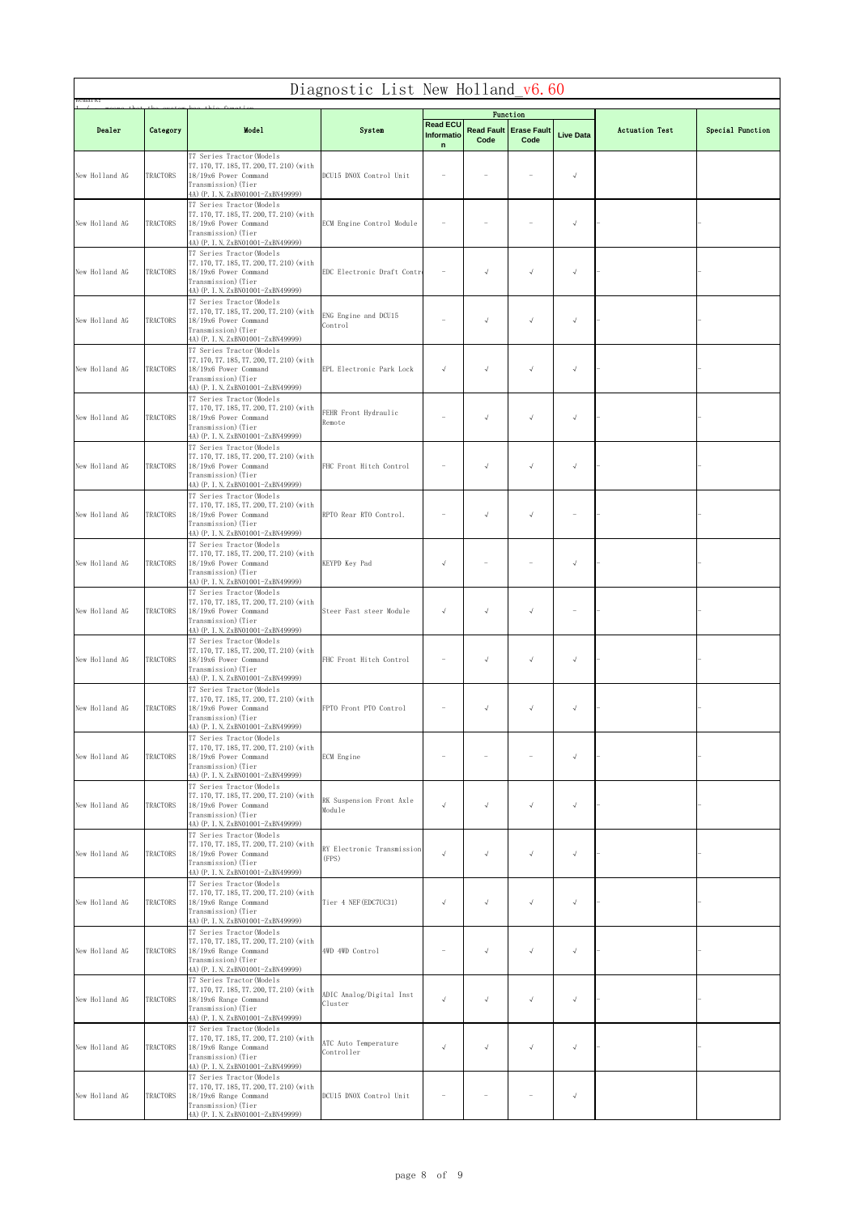# Diagnostic List New Holland_v6.60

| Dealer | Category | Model | System | Function | | | | | |
|---|---|---|---|---|---|---|---|---|---|
| | | | | Read ECU Information | Read Fault Code | Erase Fault Code | Live Data | Actuation Test | Special Function |
| New Holland AG | TRACTORS | T7 Series Tractor(Models T7.170,T7.185,T7.200,T7.210)(with 18/19x6 Power Command Transmission)(Tier 4A)(P.I.N.ZxBN01001-ZxBN49999) | DCU15 DNOX Control Unit | - | - | - | √ | | |
| New Holland AG | TRACTORS | T7 Series Tractor(Models T7.170,T7.185,T7.200,T7.210)(with 18/19x6 Power Command Transmission)(Tier 4A)(P.I.N.ZxBN01001-ZxBN49999) | ECM Engine Control Module | - | - | - | √ | - | - |
| New Holland AG | TRACTORS | T7 Series Tractor(Models T7.170,T7.185,T7.200,T7.210)(with 18/19x6 Power Command Transmission)(Tier 4A)(P.I.N.ZxBN01001-ZxBN49999) | EDC Electronic Draft Contr | - | √ | √ | √ | - | - |
| New Holland AG | TRACTORS | T7 Series Tractor(Models T7.170,T7.185,T7.200,T7.210)(with 18/19x6 Power Command Transmission)(Tier 4A)(P.I.N.ZxBN01001-ZxBN49999) | ENG Engine and DCU15 Control | - | √ | √ | √ | - | - |
| New Holland AG | TRACTORS | T7 Series Tractor(Models T7.170,T7.185,T7.200,T7.210)(with 18/19x6 Power Command Transmission)(Tier 4A)(P.I.N.ZxBN01001-ZxBN49999) | EPL Electronic Park Lock | √ | √ | √ | √ | - | - |
| New Holland AG | TRACTORS | T7 Series Tractor(Models T7.170,T7.185,T7.200,T7.210)(with 18/19x6 Power Command Transmission)(Tier 4A)(P.I.N.ZxBN01001-ZxBN49999) | FEHR Front Hydraulic Remote | - | √ | √ | √ | - | - |
| New Holland AG | TRACTORS | T7 Series Tractor(Models T7.170,T7.185,T7.200,T7.210)(with 18/19x6 Power Command Transmission)(Tier 4A)(P.I.N.ZxBN01001-ZxBN49999) | FHC Front Hitch Control | - | √ | √ | √ | - | - |
| New Holland AG | TRACTORS | T7 Series Tractor(Models T7.170,T7.185,T7.200,T7.210)(with 18/19x6 Power Command Transmission)(Tier 4A)(P.I.N.ZxBN01001-ZxBN49999) | RPTO Rear PTO Control. | - | √ | √ | - | - | - |
| New Holland AG | TRACTORS | T7 Series Tractor(Models T7.170,T7.185,T7.200,T7.210)(with 18/19x6 Power Command Transmission)(Tier 4A)(P.I.N.ZxBN01001-ZxBN49999) | KEYPD Key Pad | √ | - | - | √ | - | - |
| New Holland AG | TRACTORS | T7 Series Tractor(Models T7.170,T7.185,T7.200,T7.210)(with 18/19x6 Power Command Transmission)(Tier 4A)(P.I.N.ZxBN01001-ZxBN49999) | Steer Fast steer Module | √ | √ | √ | - | - | - |
| New Holland AG | TRACTORS | T7 Series Tractor(Models T7.170,T7.185,T7.200,T7.210)(with 18/19x6 Power Command Transmission)(Tier 4A)(P.I.N.ZxBN01001-ZxBN49999) | FHC Front Hitch Control | - | √ | √ | √ | - | - |
| New Holland AG | TRACTORS | T7 Series Tractor(Models T7.170,T7.185,T7.200,T7.210)(with 18/19x6 Power Command Transmission)(Tier 4A)(P.I.N.ZxBN01001-ZxBN49999) | FPTO Front PTO Control | - | √ | √ | √ | - | - |
| New Holland AG | TRACTORS | T7 Series Tractor(Models T7.170,T7.185,T7.200,T7.210)(with 18/19x6 Power Command Transmission)(Tier 4A)(P.I.N.ZxBN01001-ZxBN49999) | ECM Engine | - | - | - | √ | - | - |
| New Holland AG | TRACTORS | T7 Series Tractor(Models T7.170,T7.185,T7.200,T7.210)(with 18/19x6 Power Command Transmission)(Tier 4A)(P.I.N.ZxBN01001-ZxBN49999) | RK Suspension Front Axle Module | √ | √ | √ | √ | - | - |
| New Holland AG | TRACTORS | T7 Series Tractor(Models T7.170,T7.185,T7.200,T7.210)(with 18/19x6 Power Command Transmission)(Tier 4A)(P.I.N.ZxBN01001-ZxBN49999) | RY Electronic Transmission (FPS) | √ | √ | √ | √ | - | - |
| New Holland AG | TRACTORS | T7 Series Tractor(Models T7.170,T7.185,T7.200,T7.210)(with 18/19x6 Range Command Transmission)(Tier 4A)(P.I.N.ZxBN01001-ZxBN49999) | Tier 4 NEF(EDC7UC31) | √ | √ | √ | √ | - | - |
| New Holland AG | TRACTORS | T7 Series Tractor(Models T7.170,T7.185,T7.200,T7.210)(with 18/19x6 Range Command Transmission)(Tier 4A)(P.I.N.ZxBN01001-ZxBN49999) | 4WD 4WD Control | - | √ | √ | √ | - | - |
| New Holland AG | TRACTORS | T7 Series Tractor(Models T7.170,T7.185,T7.200,T7.210)(with 18/19x6 Range Command Transmission)(Tier 4A)(P.I.N.ZxBN01001-ZxBN49999) | ADIC Analog/Digital Inst Cluster | √ | √ | √ | √ | - | - |
| New Holland AG | TRACTORS | T7 Series Tractor(Models T7.170,T7.185,T7.200,T7.210)(with 18/19x6 Range Command Transmission)(Tier 4A)(P.I.N.ZxBN01001-ZxBN49999) | ATC Auto Temperature Controller | √ | √ | √ | √ | - | - |
| New Holland AG | TRACTORS | T7 Series Tractor(Models T7.170,T7.185,T7.200,T7.210)(with 18/19x6 Range Command Transmission)(Tier 4A)(P.I.N.ZxBN01001-ZxBN49999) | DCU15 DNOX Control Unit | - | - | - | √ | | |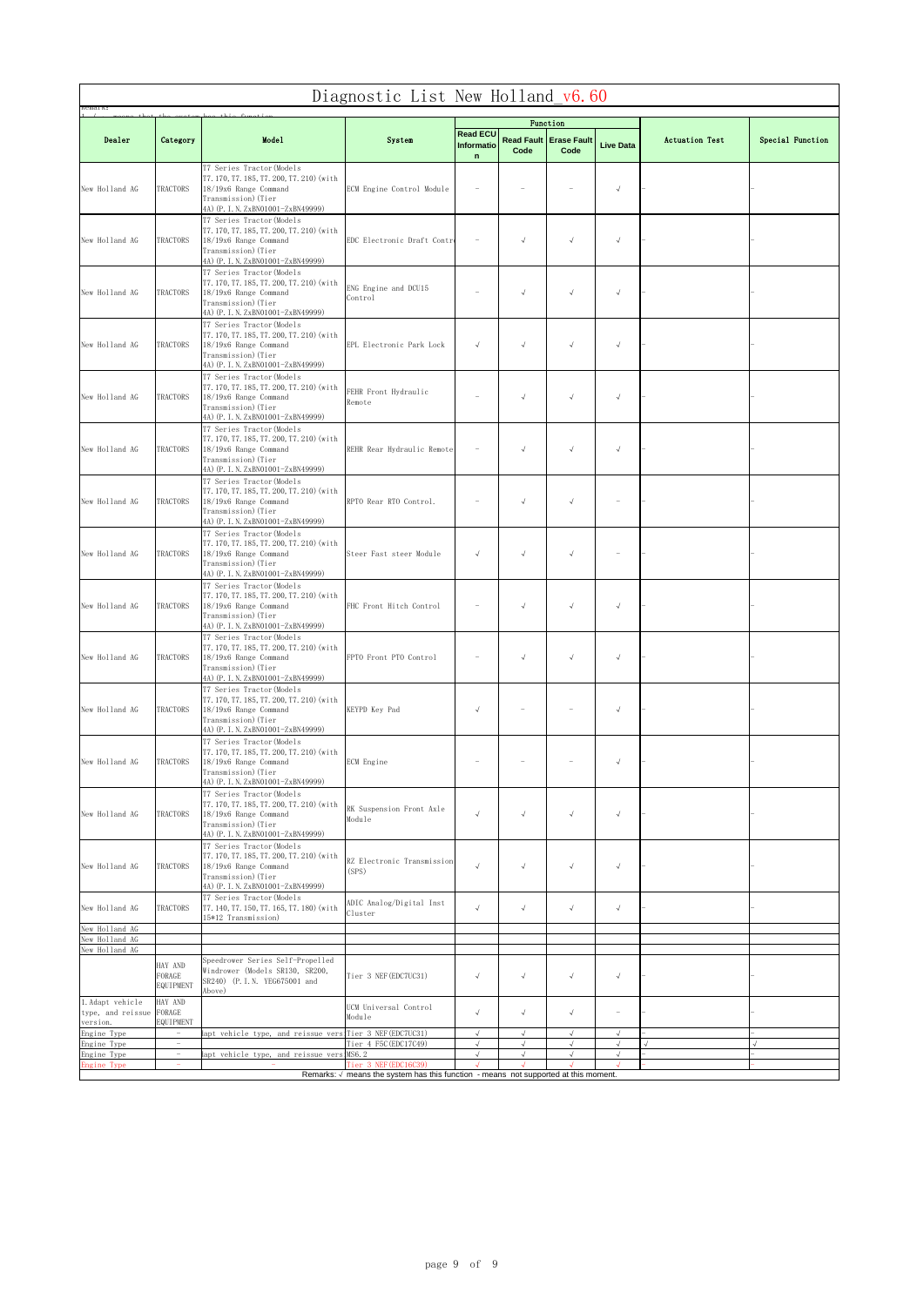# Diagnostic List New Holland_v6.60

Remarks:
1. √ means that the system has this function

| Dealer | Category | Model | System | Function | | | | | |
|---|---|---|---|---|---|---|---|---|---|
| | | | | Read ECU Information | Read Fault Code | Erase Fault Code | Live Data | Actuation Test | Special Function |
| New Holland AG | TRACTORS | T7 Series Tractor(Models T7.170,T7.185,T7.200,T7.210)(with 18/19x6 Range Command Transmission)(Tier 4A)(P.I.N.ZxBN01001-ZxBN49999) | ECM Engine Control Module | - | - | - | √ | - | - |
| New Holland AG | TRACTORS | T7 Series Tractor(Models T7.170,T7.185,T7.200,T7.210)(with 18/19x6 Range Command Transmission)(Tier 4A)(P.I.N.ZxBN01001-ZxBN49999) | EDC Electronic Draft Contr | - | √ | √ | √ | - | - |
| New Holland AG | TRACTORS | T7 Series Tractor(Models T7.170,T7.185,T7.200,T7.210)(with 18/19x6 Range Command Transmission)(Tier 4A)(P.I.N.ZxBN01001-ZxBN49999) | ENG Engine and DCU15 Control | - | √ | √ | √ | - | - |
| New Holland AG | TRACTORS | T7 Series Tractor(Models T7.170,T7.185,T7.200,T7.210)(with 18/19x6 Range Command Transmission)(Tier 4A)(P.I.N.ZxBN01001-ZxBN49999) | EPL Electronic Park Lock | √ | √ | √ | √ | - | - |
| New Holland AG | TRACTORS | T7 Series Tractor(Models T7.170,T7.185,T7.200,T7.210)(with 18/19x6 Range Command Transmission)(Tier 4A)(P.I.N.ZxBN01001-ZxBN49999) | FEHR Front Hydraulic Remote | - | √ | √ | √ | - | - |
| New Holland AG | TRACTORS | T7 Series Tractor(Models T7.170,T7.185,T7.200,T7.210)(with 18/19x6 Range Command Transmission)(Tier 4A)(P.I.N.ZxBN01001-ZxBN49999) | REHR Rear Hydraulic Remote | - | √ | √ | √ | - | - |
| New Holland AG | TRACTORS | T7 Series Tractor(Models T7.170,T7.185,T7.200,T7.210)(with 18/19x6 Range Command Transmission)(Tier 4A)(P.I.N.ZxBN01001-ZxBN49999) | RPTO Rear PTO Control. | - | √ | √ | - | - | - |
| New Holland AG | TRACTORS | T7 Series Tractor(Models T7.170,T7.185,T7.200,T7.210)(with 18/19x6 Range Command Transmission)(Tier 4A)(P.I.N.ZxBN01001-ZxBN49999) | Steer Fast steer Module | √ | √ | √ | - | - | - |
| New Holland AG | TRACTORS | T7 Series Tractor(Models T7.170,T7.185,T7.200,T7.210)(with 18/19x6 Range Command Transmission)(Tier 4A)(P.I.N.ZxBN01001-ZxBN49999) | FHC Front Hitch Control | - | √ | √ | √ | - | - |
| New Holland AG | TRACTORS | T7 Series Tractor(Models T7.170,T7.185,T7.200,T7.210)(with 18/19x6 Range Command Transmission)(Tier 4A)(P.I.N.ZxBN01001-ZxBN49999) | FPTO Front PTO Control | - | √ | √ | √ | - | - |
| New Holland AG | TRACTORS | T7 Series Tractor(Models T7.170,T7.185,T7.200,T7.210)(with 18/19x6 Range Command Transmission)(Tier 4A)(P.I.N.ZxBN01001-ZxBN49999) | KEYPD Key Pad | √ | - | - | √ | - | - |
| New Holland AG | TRACTORS | T7 Series Tractor(Models T7.170,T7.185,T7.200,T7.210)(with 18/19x6 Range Command Transmission)(Tier 4A)(P.I.N.ZxBN01001-ZxBN49999) | ECM Engine | - | - | - | √ | - | - |
| New Holland AG | TRACTORS | T7 Series Tractor(Models T7.170,T7.185,T7.200,T7.210)(with 18/19x6 Range Command Transmission)(Tier 4A)(P.I.N.ZxBN01001-ZxBN49999) | RK Suspension Front Axle Module | √ | √ | √ | √ | - | - |
| New Holland AG | TRACTORS | T7 Series Tractor(Models T7.170,T7.185,T7.200,T7.210)(with 18/19x6 Range Command Transmission)(Tier 4A)(P.I.N.ZxBN01001-ZxBN49999) | RZ Electronic Transmission (SPS) | √ | √ | √ | √ | - | - |
| New Holland AG | TRACTORS | T7 Series Tractor(Models T7.140,T7.150,T7.165,T7.180)(with 15*12 Transmission) | ADIC Analog/Digital Inst Cluster | √ | √ | √ | √ | - | - |
| New Holland AG | | | | | | | | | |
| New Holland AG | | | | | | | | | |
| New Holland AG | | | | | | | | | |
| | HAY AND FORAGE EQUIPMENT | Speedrower Series Self-Propelled Windrower (Models SR130, SR200, SR240) (P.I.N. YEG675001 and Above) | Tier 3 NEF(EDC7UC31) | √ | √ | √ | √ | - | - |
| 1.Adapt vehicle type, and reissue version. | HAY AND FORAGE EQUIPMENT | | UCM Universal Control Module | √ | √ | √ | - | - | - |
| Engine Type | - | Adapt vehicle type, and reissue vers | Tier 3 NEF(EDC7UC31) | √ | √ | √ | √ | - | - |
| Engine Type | - | | Tier 4 F5C(EDC17C49) | √ | √ | √ | √ | √ | √ |
| Engine Type | - | Adapt vehicle type, and reissue vers | MS6.2 | √ | √ | √ | √ | - | - |
| Engine Type | - | - | Tier 3 NEF(EDC16C39) | √ | √ | √ | √ | - | - |

Remarks: √ means the system has this function - means not supported at this moment.